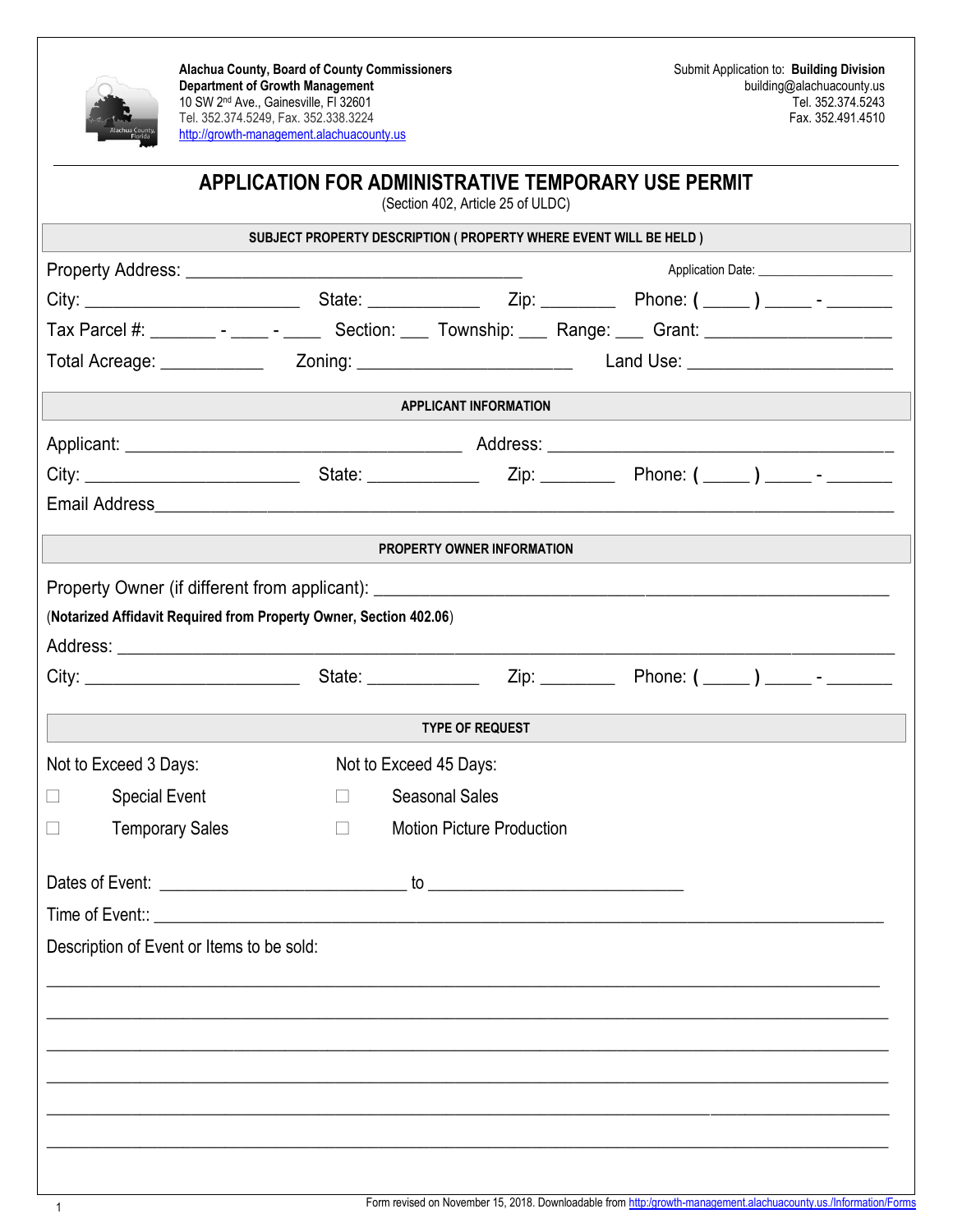**Alachua County, Board of County Commissioners**
**Department of Growth Management**
10 SW 2nd Ave., Gainesville, Fl 32601
Tel. 352.374.5249, Fax. 352.338.3224
http://growth-management.alachuacounty.us

Submit Application to: **Building Division**
building@alachuacounty.us
Tel. 352.374.5243
Fax. 352.491.4510

# APPLICATION FOR ADMINISTRATIVE TEMPORARY USE PERMIT

(Section 402, Article 25 of ULDC)

## SUBJECT PROPERTY DESCRIPTION ( PROPERTY WHERE EVENT WILL BE HELD )

Property Address: ___________________________________ Application Date: ___________________

City: _______________________ State: ____________ Zip: ________ Phone: ( _____ ) _____ - _______

Tax Parcel #: _______ - ____ - ____ Section: ___ Township: ___ Range: ___ Grant: ___________________

Total Acreage: ___________ Zoning: ________________________ Land Use: ______________________

## APPLICANT INFORMATION

Applicant: _____________________________________ Address: ______________________________________

City: _______________________ State: ____________ Zip: ________ Phone: ( _____ ) _____ - _______

Email Address_____________________________________________________________________________

## PROPERTY OWNER INFORMATION

Property Owner (if different from applicant): ________________________________________________

(**Notarized Affidavit Required from Property Owner, Section 402.06**)

Address: ________________________________________________________________________________

City: _______________________ State: ____________ Zip: ________ Phone: ( _____ ) _____ - _______

## TYPE OF REQUEST

Not to Exceed 3 Days:

- ☐ Special Event
- ☐ Temporary Sales

Not to Exceed 45 Days:

- ☐ Seasonal Sales
- ☐ Motion Picture Production

Dates of Event: ___________________________ to ____________________________

Time of Event:: __________________________________________________________________________

Description of Event or Items to be sold:

_________________________________________________________________________________________

_________________________________________________________________________________________

_________________________________________________________________________________________

_________________________________________________________________________________________

_________________________________________________________________________________________

_________________________________________________________________________________________

Form revised on November 15, 2018. Downloadable from http:/growth-management.alachuacounty.us./Information/Forms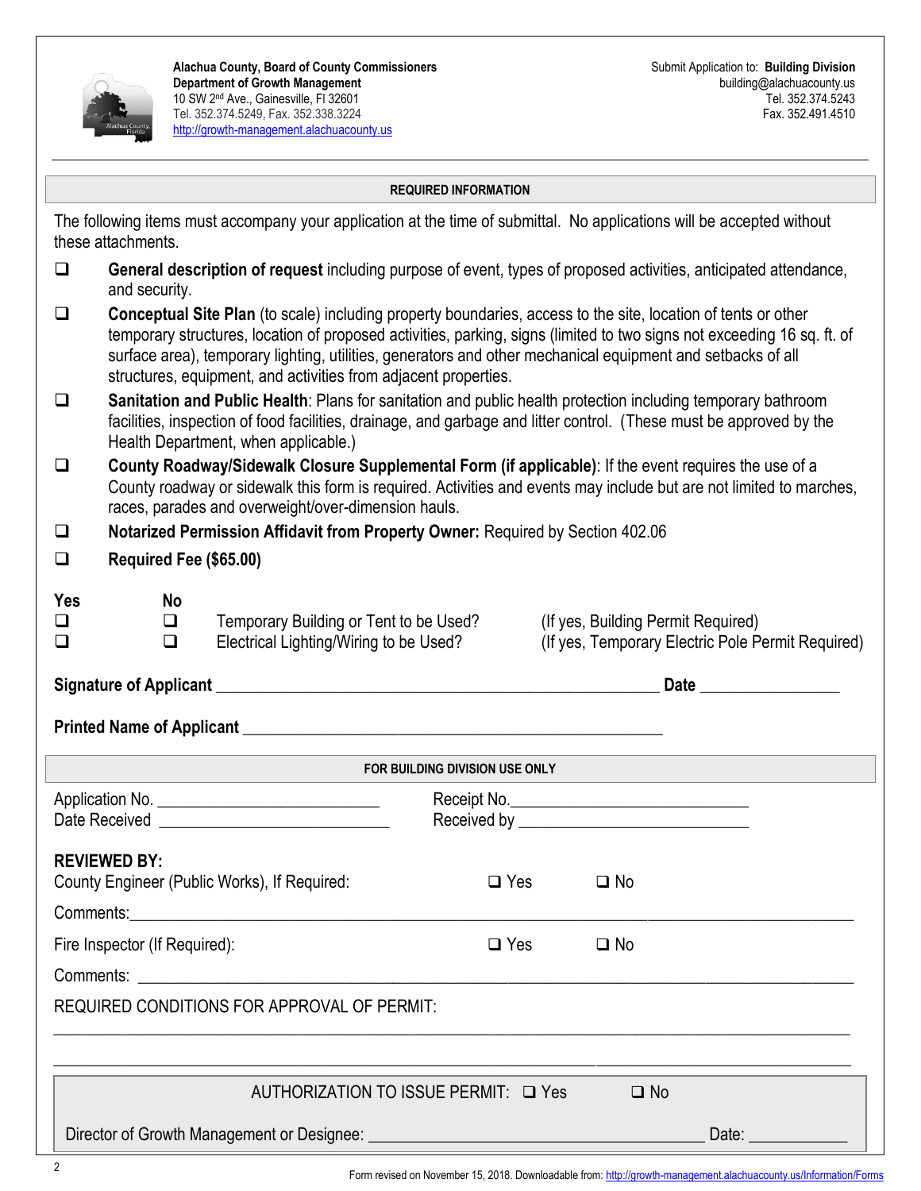**Alachua County, Board of County Commissioners**
**Department of Growth Management**
10 SW 2nd Ave., Gainesville, Fl 32601
Tel. 352.374.5249, Fax. 352.338.3224
http://growth-management.alachuacounty.us

Submit Application to: **Building Division**
building@alachuacounty.us
Tel. 352.374.5243
Fax. 352.491.4510

---

## REQUIRED INFORMATION

The following items must accompany your application at the time of submittal. No applications will be accepted without these attachments.

- ☐ **General description of request** including purpose of event, types of proposed activities, anticipated attendance, and security.
- ☐ **Conceptual Site Plan** (to scale) including property boundaries, access to the site, location of tents or other temporary structures, location of proposed activities, parking, signs (limited to two signs not exceeding 16 sq. ft. of surface area), temporary lighting, utilities, generators and other mechanical equipment and setbacks of all structures, equipment, and activities from adjacent properties.
- ☐ **Sanitation and Public Health**: Plans for sanitation and public health protection including temporary bathroom facilities, inspection of food facilities, drainage, and garbage and litter control. (These must be approved by the Health Department, when applicable.)
- ☐ **County Roadway/Sidewalk Closure Supplemental Form (if applicable)**: If the event requires the use of a County roadway or sidewalk this form is required. Activities and events may include but are not limited to marches, races, parades and overweight/over-dimension hauls.
- ☐ **Notarized Permission Affidavit from Property Owner:** Required by Section 402.06
- ☐ **Required Fee ($65.00)**

| Yes | No | | |
|---|---|---|---|
| ☐ | ☐ | Temporary Building or Tent to be Used? | (If yes, Building Permit Required) |
| ☐ | ☐ | Electrical Lighting/Wiring to be Used? | (If yes, Temporary Electric Pole Permit Required) |

**Signature of Applicant** ______________________________________________ **Date** ______________

**Printed Name of Applicant** ______________________________________________

## FOR BUILDING DIVISION USE ONLY

Application No. ________________________ Receipt No.________________________
Date Received ________________________ Received by ________________________

**REVIEWED BY:**

County Engineer (Public Works), If Required: ☐ Yes ☐ No

Comments:______________________________________________________________

Fire Inspector (If Required): ☐ Yes ☐ No

Comments: ______________________________________________________________

REQUIRED CONDITIONS FOR APPROVAL OF PERMIT:

______________________________________________________________

______________________________________________________________

AUTHORIZATION TO ISSUE PERMIT: ☐ Yes ☐ No

Director of Growth Management or Designee: ________________________________ Date: ___________

Form revised on November 15, 2018. Downloadable from: http://growth-management.alachuacounty.us/Information/Forms